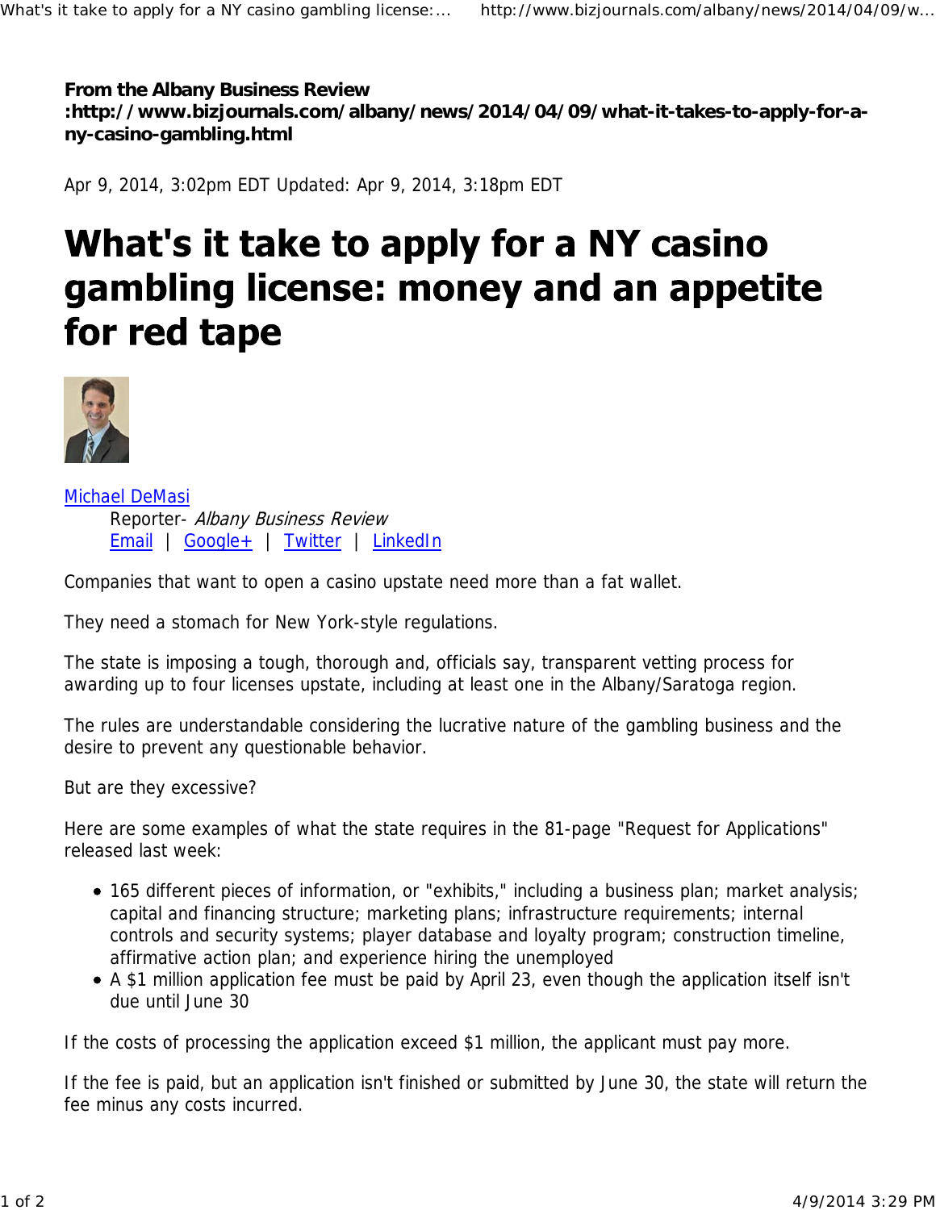**From the Albany Business Review :http://www.bizjournals.com/albany/news/2014/04/09/what-it-takes-to-apply-for-a-ny-casino-gambling.html**

Apr 9, 2014, 3:02pm EDT Updated: Apr 9, 2014, 3:18pm EDT

# What's it take to apply for a NY casino gambling license: money and an appetite for red tape

Michael DeMasi
Reporter- *Albany Business Review*
Email | Google+ | Twitter | LinkedIn

Companies that want to open a casino upstate need more than a fat wallet.

They need a stomach for New York-style regulations.

The state is imposing a tough, thorough and, officials say, transparent vetting process for awarding up to four licenses upstate, including at least one in the Albany/Saratoga region.

The rules are understandable considering the lucrative nature of the gambling business and the desire to prevent any questionable behavior.

But are they excessive?

Here are some examples of what the state requires in the 81-page "Request for Applications" released last week:

- 165 different pieces of information, or "exhibits," including a business plan; market analysis; capital and financing structure; marketing plans; infrastructure requirements; internal controls and security systems; player database and loyalty program; construction timeline, affirmative action plan; and experience hiring the unemployed
- A $1 million application fee must be paid by April 23, even though the application itself isn't due until June 30

If the costs of processing the application exceed $1 million, the applicant must pay more.

If the fee is paid, but an application isn't finished or submitted by June 30, the state will return the fee minus any costs incurred.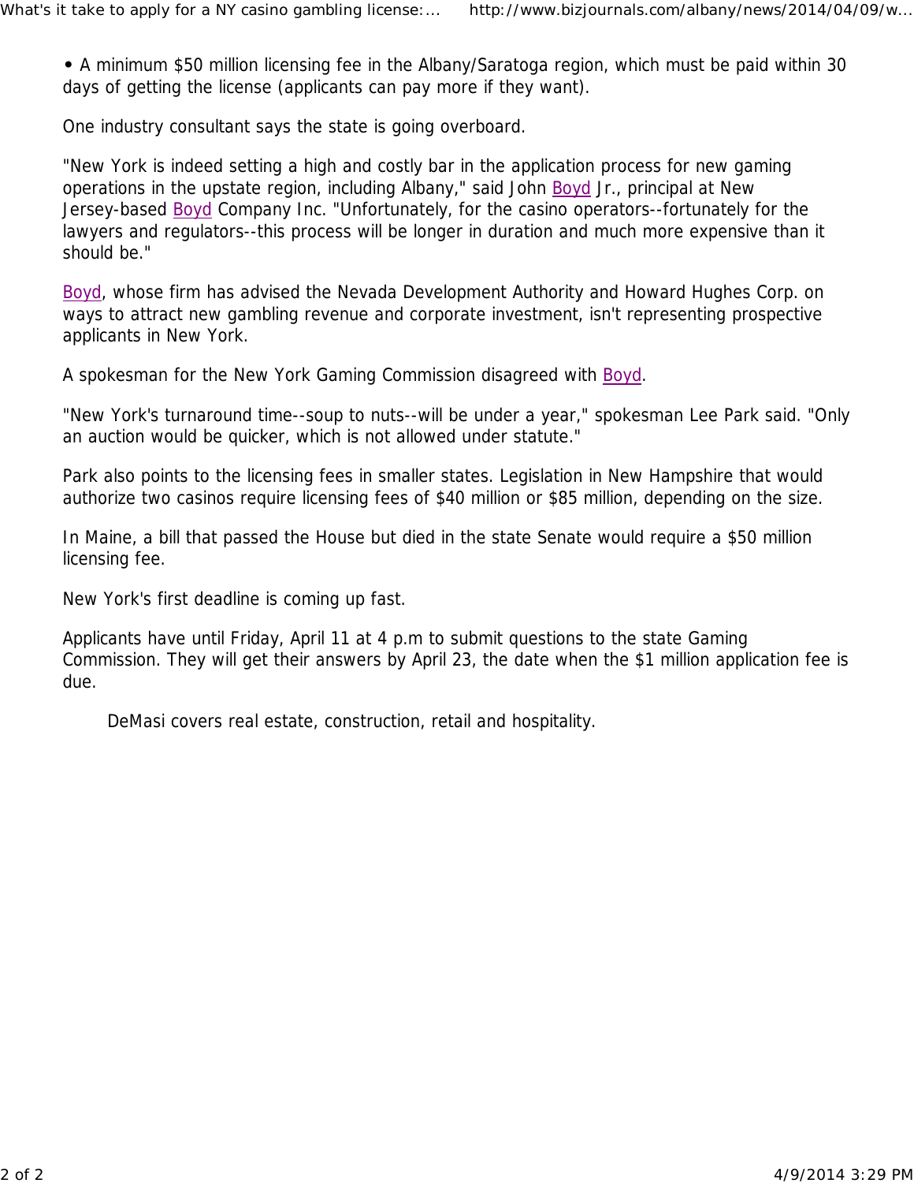- A minimum $50 million licensing fee in the Albany/Saratoga region, which must be paid within 30 days of getting the license (applicants can pay more if they want).

One industry consultant says the state is going overboard.

"New York is indeed setting a high and costly bar in the application process for new gaming operations in the upstate region, including Albany," said John Boyd Jr., principal at New Jersey-based Boyd Company Inc. "Unfortunately, for the casino operators--fortunately for the lawyers and regulators--this process will be longer in duration and much more expensive than it should be."

Boyd, whose firm has advised the Nevada Development Authority and Howard Hughes Corp. on ways to attract new gambling revenue and corporate investment, isn't representing prospective applicants in New York.

A spokesman for the New York Gaming Commission disagreed with Boyd.

"New York's turnaround time--soup to nuts--will be under a year," spokesman Lee Park said. "Only an auction would be quicker, which is not allowed under statute."

Park also points to the licensing fees in smaller states. Legislation in New Hampshire that would authorize two casinos require licensing fees of $40 million or $85 million, depending on the size.

In Maine, a bill that passed the House but died in the state Senate would require a $50 million licensing fee.

New York's first deadline is coming up fast.

Applicants have until Friday, April 11 at 4 p.m to submit questions to the state Gaming Commission. They will get their answers by April 23, the date when the $1 million application fee is due.

DeMasi covers real estate, construction, retail and hospitality.